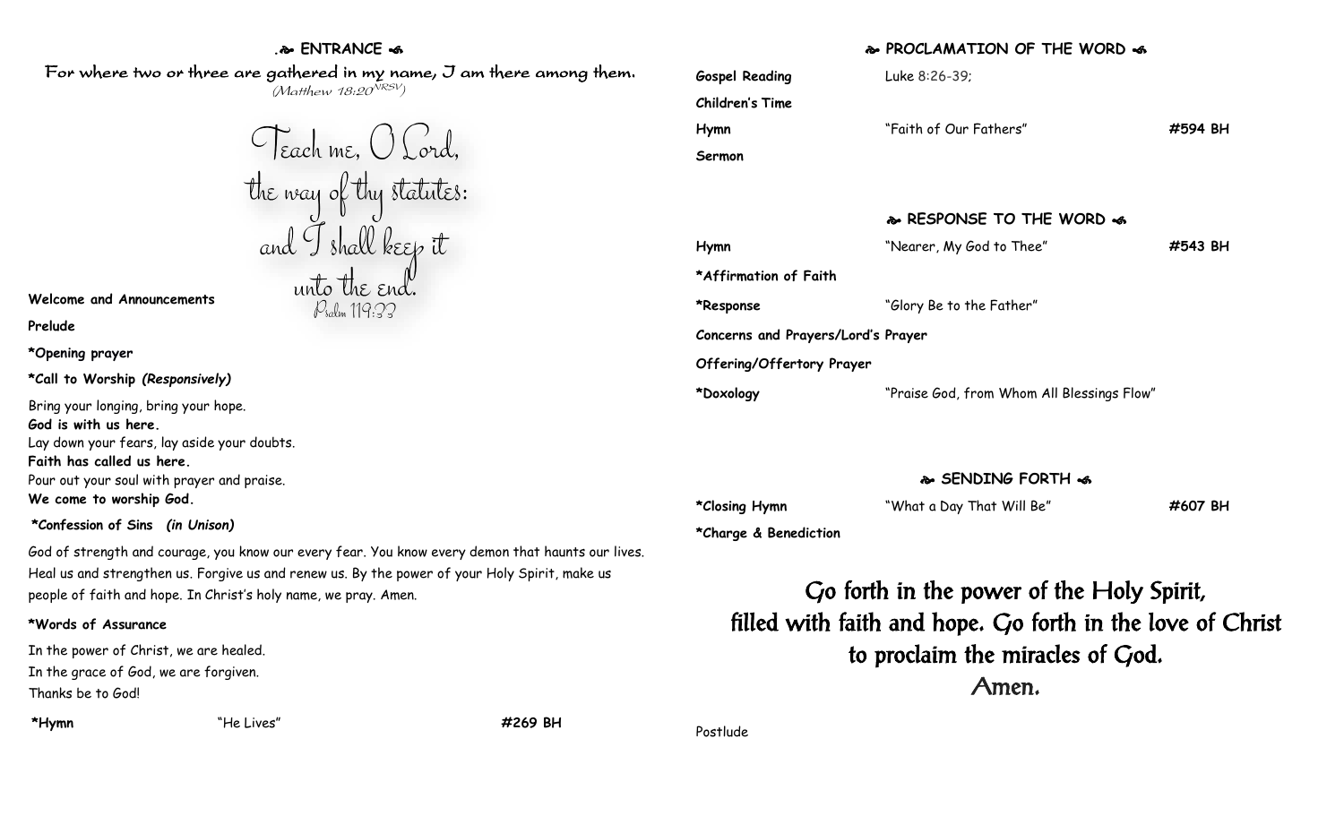## ENTRANCE

For where two or three are gathered in my name, I am there among them.
(Matthew 18:20 NRSV)

Teach me, O Lord,
the way of thy statutes:
and I shall keep it
unto the end.
Psalm 119:33

**Welcome and Announcements**

**Prelude**

**\*Opening prayer**

**\*Call to Worship *(Responsively)***

Bring your longing, bring your hope.
**God is with us here.**
Lay down your fears, lay aside your doubts.
**Faith has called us here.**
Pour out your soul with prayer and praise.
**We come to worship God.**

**\*Confession of Sins *(in Unison)***

God of strength and courage, you know our every fear. You know every demon that haunts our lives. Heal us and strengthen us. Forgive us and renew us. By the power of your Holy Spirit, make us people of faith and hope. In Christ's holy name, we pray. Amen.

**\*Words of Assurance**

In the power of Christ, we are healed.
In the grace of God, we are forgiven.
Thanks be to God!

**\*Hymn** "He Lives" **#269 BH**

## PROCLAMATION OF THE WORD

**Gospel Reading** Luke 8:26-39;

**Children's Time**

**Hymn** "Faith of Our Fathers" **#594 BH**

**Sermon**

## RESPONSE TO THE WORD

**Hymn** "Nearer, My God to Thee" **#543 BH**

**\*Affirmation of Faith**

**\*Response** "Glory Be to the Father"

**Concerns and Prayers/Lord's Prayer**

**Offering/Offertory Prayer**

**\*Doxology** "Praise God, from Whom All Blessings Flow"

## SENDING FORTH

**\*Closing Hymn** "What a Day That Will Be" **#607 BH**

**\*Charge & Benediction**

Go forth in the power of the Holy Spirit,
filled with faith and hope. Go forth in the love of Christ
to proclaim the miracles of God.
Amen.

Postlude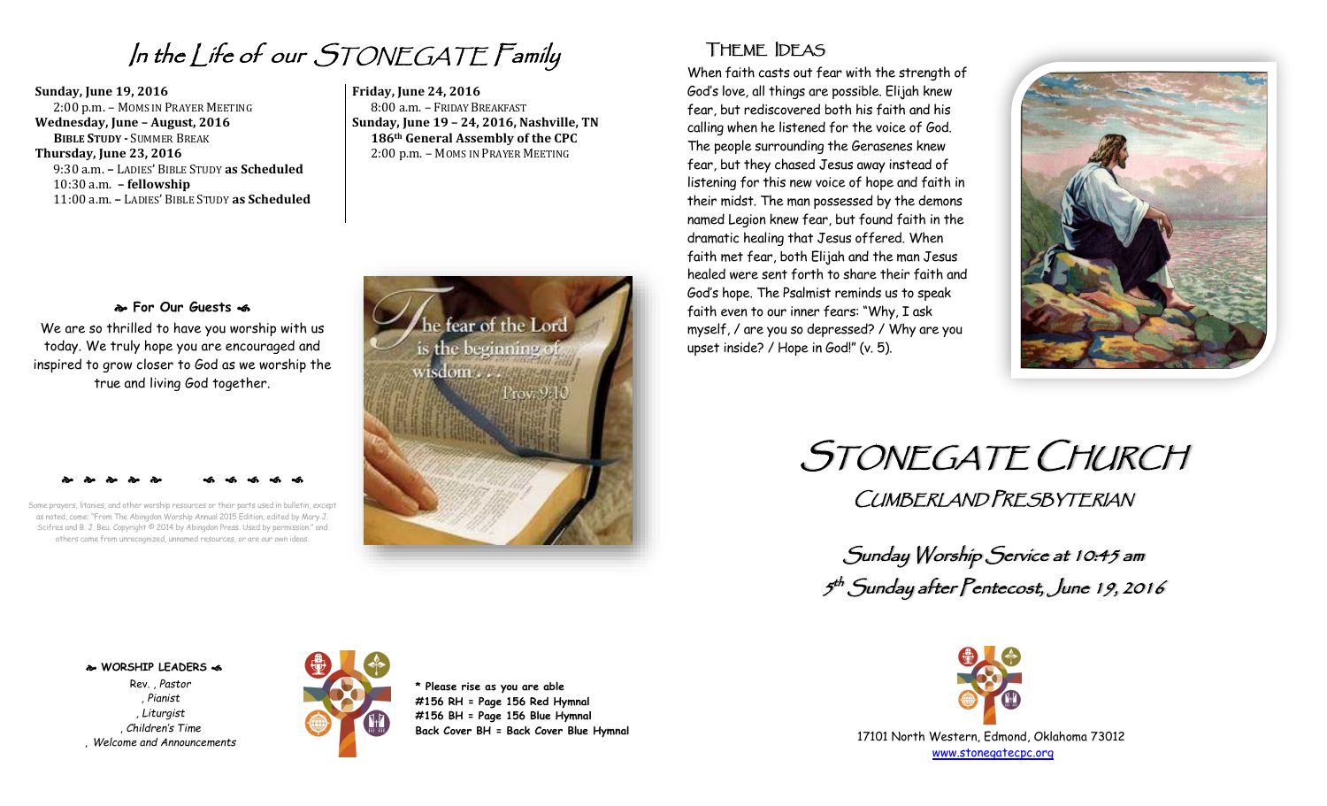# In the Life of our STONEGATE Family

**Sunday, June 19, 2016**
2:00 p.m. – MOMS IN PRAYER MEETING

**Wednesday, June – August, 2016**
**BIBLE STUDY** - SUMMER BREAK

**Thursday, June 23, 2016**
9:30 a.m. – LADIES' BIBLE STUDY **as Scheduled**
10:30 a.m. – **fellowship**
11:00 a.m. – LADIES' BIBLE STUDY **as Scheduled**

**Friday, June 24, 2016**
8:00 a.m. – FRIDAY BREAKFAST

**Sunday, June 19 – 24, 2016, Nashville, TN**
**186th General Assembly of the CPC**
2:00 p.m. – MOMS IN PRAYER MEETING

**For Our Guests**

We are so thrilled to have you worship with us today. We truly hope you are encouraged and inspired to grow closer to God as we worship the true and living God together.

The fear of the Lord is the beginning of wisdom . . . Prov. 9:10

Some prayers, litanies, and other worship resources or their parts used in bulletin, except as noted, come: "From The Abingdon Worship Annual 2015 Edition, edited by Mary J. Scifres and B. J. Beu. Copyright © 2014 by Abingdon Press. Used by permission." and others come from unrecognized, unnamed resources, or are our own ideas.

**WORSHIP LEADERS**

Rev. , *Pastor*
, *Pianist*
, *Liturgist*
, *Children's Time*
, *Welcome and Announcements*

**\* Please rise as you are able**
**#156 RH = Page 156 Red Hymnal**
**#156 BH = Page 156 Blue Hymnal**
**Back Cover BH = Back Cover Blue Hymnal**

## THEME IDEAS

When faith casts out fear with the strength of God's love, all things are possible. Elijah knew fear, but rediscovered both his faith and his calling when he listened for the voice of God. The people surrounding the Gerasenes knew fear, but they chased Jesus away instead of listening for this new voice of hope and faith in their midst. The man possessed by the demons named Legion knew fear, but found faith in the dramatic healing that Jesus offered. When faith met fear, both Elijah and the man Jesus healed were sent forth to share their faith and God's hope. The Psalmist reminds us to speak faith even to our inner fears: "Why, I ask myself, / are you so depressed? / Why are you upset inside? / Hope in God!" (v. 5).

# STONEGATE CHURCH

## CUMBERLAND PRESBYTERIAN

Sunday Worship Service at 10:45 am

5th Sunday after Pentecost, June 19, 2016

17101 North Western, Edmond, Oklahoma 73012
www.stonegatecpc.org